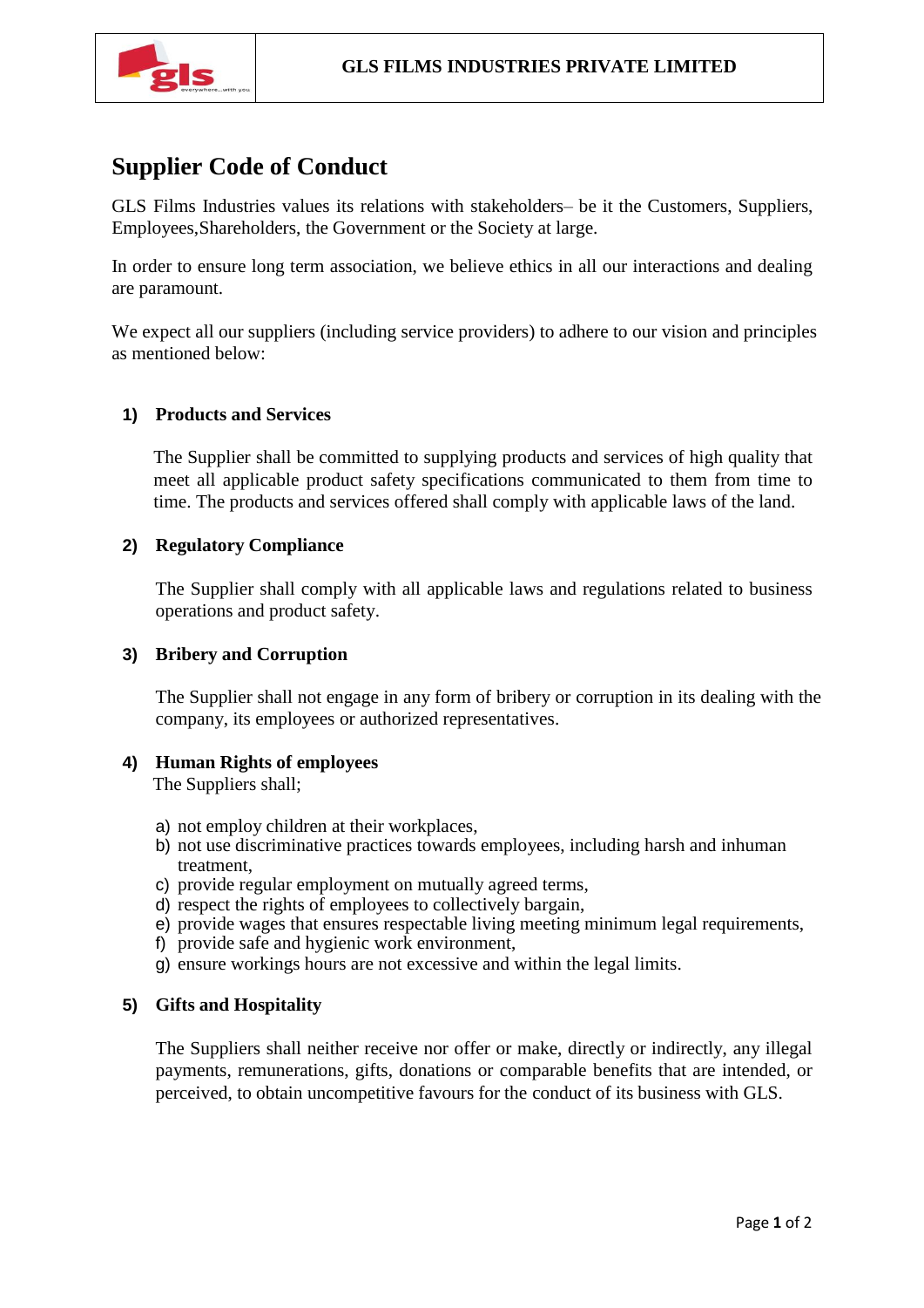**GLS FILMS INDUSTRIES PRIVATE LIMITED**

# Supplier Code of Conduct

GLS Films Industries values its relations with stakeholders– be it the Customers, Suppliers, Employees,Shareholders, the Government or the Society at large.

In order to ensure long term association, we believe ethics in all our interactions and dealing are paramount.

We expect all our suppliers (including service providers) to adhere to our vision and principles as mentioned below:

## 1) Products and Services

The Supplier shall be committed to supplying products and services of high quality that meet all applicable product safety specifications communicated to them from time to time. The products and services offered shall comply with applicable laws of the land.

## 2) Regulatory Compliance

The Supplier shall comply with all applicable laws and regulations related to business operations and product safety.

## 3) Bribery and Corruption

The Supplier shall not engage in any form of bribery or corruption in its dealing with the company, its employees or authorized representatives.

## 4) Human Rights of employees

The Suppliers shall;

a) not employ children at their workplaces,
b) not use discriminative practices towards employees, including harsh and inhuman treatment,
c) provide regular employment on mutually agreed terms,
d) respect the rights of employees to collectively bargain,
e) provide wages that ensures respectable living meeting minimum legal requirements,
f) provide safe and hygienic work environment,
g) ensure workings hours are not excessive and within the legal limits.

## 5) Gifts and Hospitality

The Suppliers shall neither receive nor offer or make, directly or indirectly, any illegal payments, remunerations, gifts, donations or comparable benefits that are intended, or perceived, to obtain uncompetitive favours for the conduct of its business with GLS.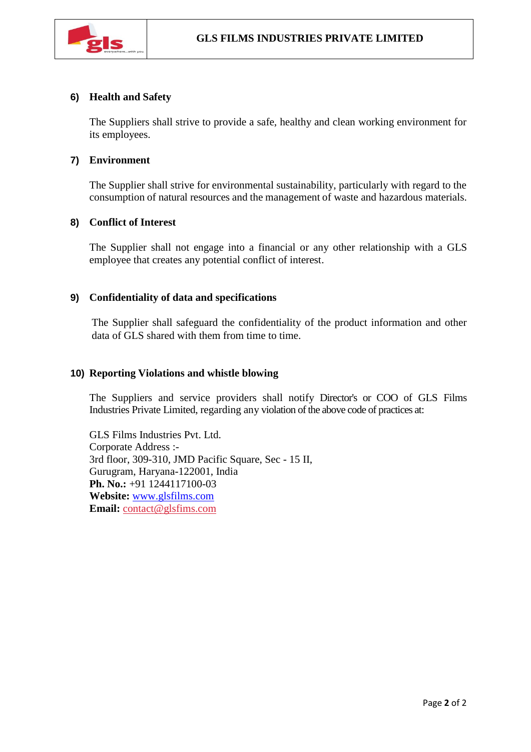## 6) Health and Safety

The Suppliers shall strive to provide a safe, healthy and clean working environment for its employees.

## 7) Environment

The Supplier shall strive for environmental sustainability, particularly with regard to the consumption of natural resources and the management of waste and hazardous materials.

## 8) Conflict of Interest

The Supplier shall not engage into a financial or any other relationship with a GLS employee that creates any potential conflict of interest.

## 9) Confidentiality of data and specifications

The Supplier shall safeguard the confidentiality of the product information and other data of GLS shared with them from time to time.

## 10) Reporting Violations and whistle blowing

The Suppliers and service providers shall notify Director's or COO of GLS Films Industries Private Limited, regarding any violation of the above code of practices at:

GLS Films Industries Pvt. Ltd.
Corporate Address :-
3rd floor, 309-310, JMD Pacific Square, Sec - 15 II,
Gurugram, Haryana-122001, India
**Ph. No.:** +91 1244117100-03
**Website:** www.glsfilms.com
**Email:** contact@glsfims.com